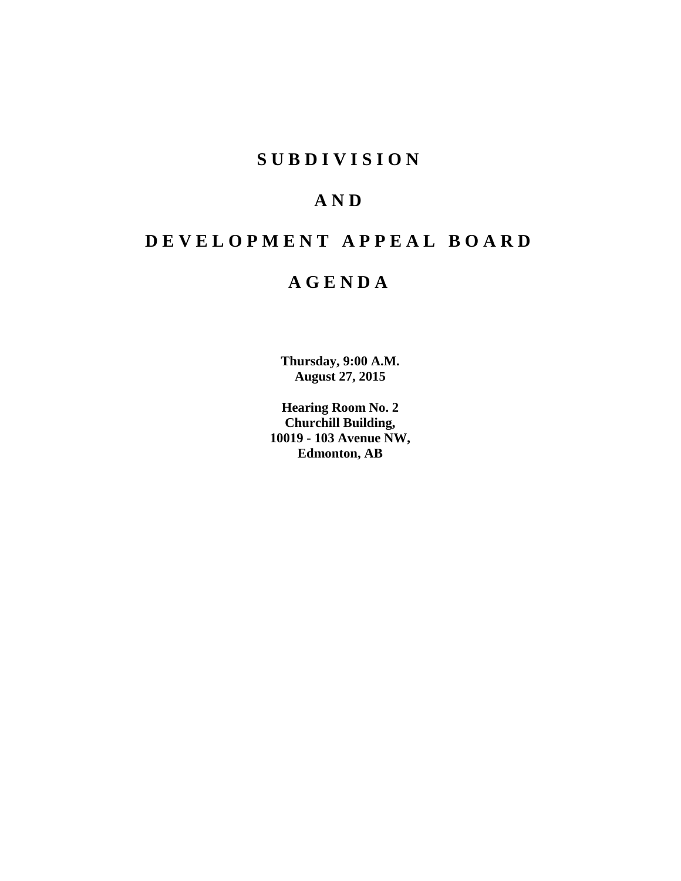# S U B D I V I S I O N

# A N D

# D E V E L O P M E N T   A P P E A L   B O A R D

# A G E N D A

**Thursday, 9:00 A.M.**
**August 27, 2015**

**Hearing Room No. 2**
**Churchill Building,**
**10019 - 103 Avenue NW,**
**Edmonton, AB**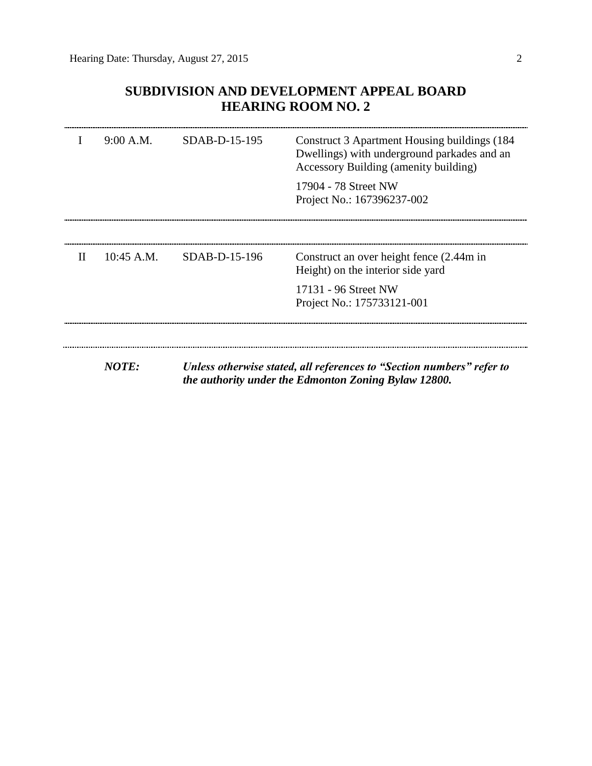## SUBDIVISION AND DEVELOPMENT APPEAL BOARD
## HEARING ROOM NO. 2

| | | | |
|---|---|---|---|
| I | 9:00 A.M. | SDAB-D-15-195 | Construct 3 Apartment Housing buildings (184 Dwellings) with underground parkades and an Accessory Building (amenity building)<br><br>17904 - 78 Street NW<br>Project No.: 167396237-002 |
| II | 10:45 A.M. | SDAB-D-15-196 | Construct an over height fence (2.44m in Height) on the interior side yard<br><br>17131 - 96 Street NW<br>Project No.: 175733121-001 |

***NOTE:*** ***Unless otherwise stated, all references to "Section numbers" refer to the authority under the Edmonton Zoning Bylaw 12800.***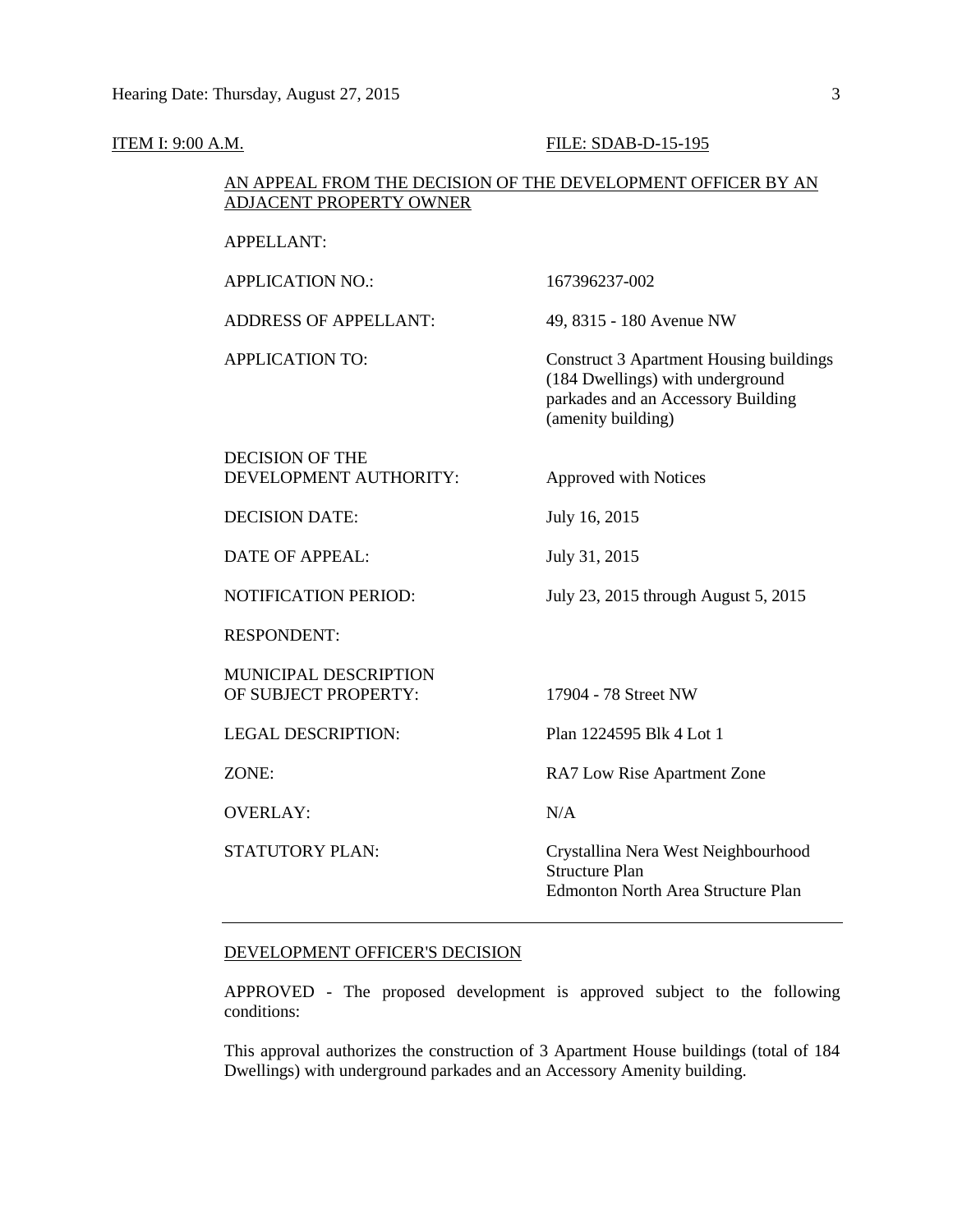ITEM I: 9:00 A.M. FILE: SDAB-D-15-195

AN APPEAL FROM THE DECISION OF THE DEVELOPMENT OFFICER BY AN ADJACENT PROPERTY OWNER

| | |
|---|---|
| APPELLANT: | |
| APPLICATION NO.: | 167396237-002 |
| ADDRESS OF APPELLANT: | 49, 8315 - 180 Avenue NW |
| APPLICATION TO: | Construct 3 Apartment Housing buildings (184 Dwellings) with underground parkades and an Accessory Building (amenity building) |
| DECISION OF THE DEVELOPMENT AUTHORITY: | Approved with Notices |
| DECISION DATE: | July 16, 2015 |
| DATE OF APPEAL: | July 31, 2015 |
| NOTIFICATION PERIOD: | July 23, 2015 through August 5, 2015 |
| RESPONDENT: | |
| MUNICIPAL DESCRIPTION OF SUBJECT PROPERTY: | 17904 - 78 Street NW |
| LEGAL DESCRIPTION: | Plan 1224595 Blk 4 Lot 1 |
| ZONE: | RA7 Low Rise Apartment Zone |
| OVERLAY: | N/A |
| STATUTORY PLAN: | Crystallina Nera West Neighbourhood Structure Plan<br>Edmonton North Area Structure Plan |

---

DEVELOPMENT OFFICER'S DECISION

APPROVED - The proposed development is approved subject to the following conditions:

This approval authorizes the construction of 3 Apartment House buildings (total of 184 Dwellings) with underground parkades and an Accessory Amenity building.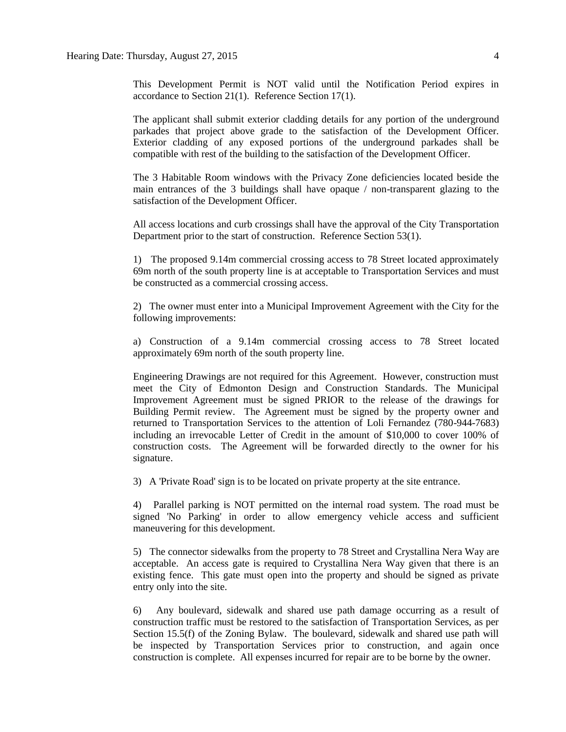This Development Permit is NOT valid until the Notification Period expires in accordance to Section 21(1). Reference Section 17(1).

The applicant shall submit exterior cladding details for any portion of the underground parkades that project above grade to the satisfaction of the Development Officer. Exterior cladding of any exposed portions of the underground parkades shall be compatible with rest of the building to the satisfaction of the Development Officer.

The 3 Habitable Room windows with the Privacy Zone deficiencies located beside the main entrances of the 3 buildings shall have opaque / non-transparent glazing to the satisfaction of the Development Officer.

All access locations and curb crossings shall have the approval of the City Transportation Department prior to the start of construction. Reference Section 53(1).

1) The proposed 9.14m commercial crossing access to 78 Street located approximately 69m north of the south property line is at acceptable to Transportation Services and must be constructed as a commercial crossing access.

2) The owner must enter into a Municipal Improvement Agreement with the City for the following improvements:

a) Construction of a 9.14m commercial crossing access to 78 Street located approximately 69m north of the south property line.

Engineering Drawings are not required for this Agreement. However, construction must meet the City of Edmonton Design and Construction Standards. The Municipal Improvement Agreement must be signed PRIOR to the release of the drawings for Building Permit review. The Agreement must be signed by the property owner and returned to Transportation Services to the attention of Loli Fernandez (780-944-7683) including an irrevocable Letter of Credit in the amount of $10,000 to cover 100% of construction costs. The Agreement will be forwarded directly to the owner for his signature.

3) A 'Private Road' sign is to be located on private property at the site entrance.

4) Parallel parking is NOT permitted on the internal road system. The road must be signed 'No Parking' in order to allow emergency vehicle access and sufficient maneuvering for this development.

5) The connector sidewalks from the property to 78 Street and Crystallina Nera Way are acceptable. An access gate is required to Crystallina Nera Way given that there is an existing fence. This gate must open into the property and should be signed as private entry only into the site.

6) Any boulevard, sidewalk and shared use path damage occurring as a result of construction traffic must be restored to the satisfaction of Transportation Services, as per Section 15.5(f) of the Zoning Bylaw. The boulevard, sidewalk and shared use path will be inspected by Transportation Services prior to construction, and again once construction is complete. All expenses incurred for repair are to be borne by the owner.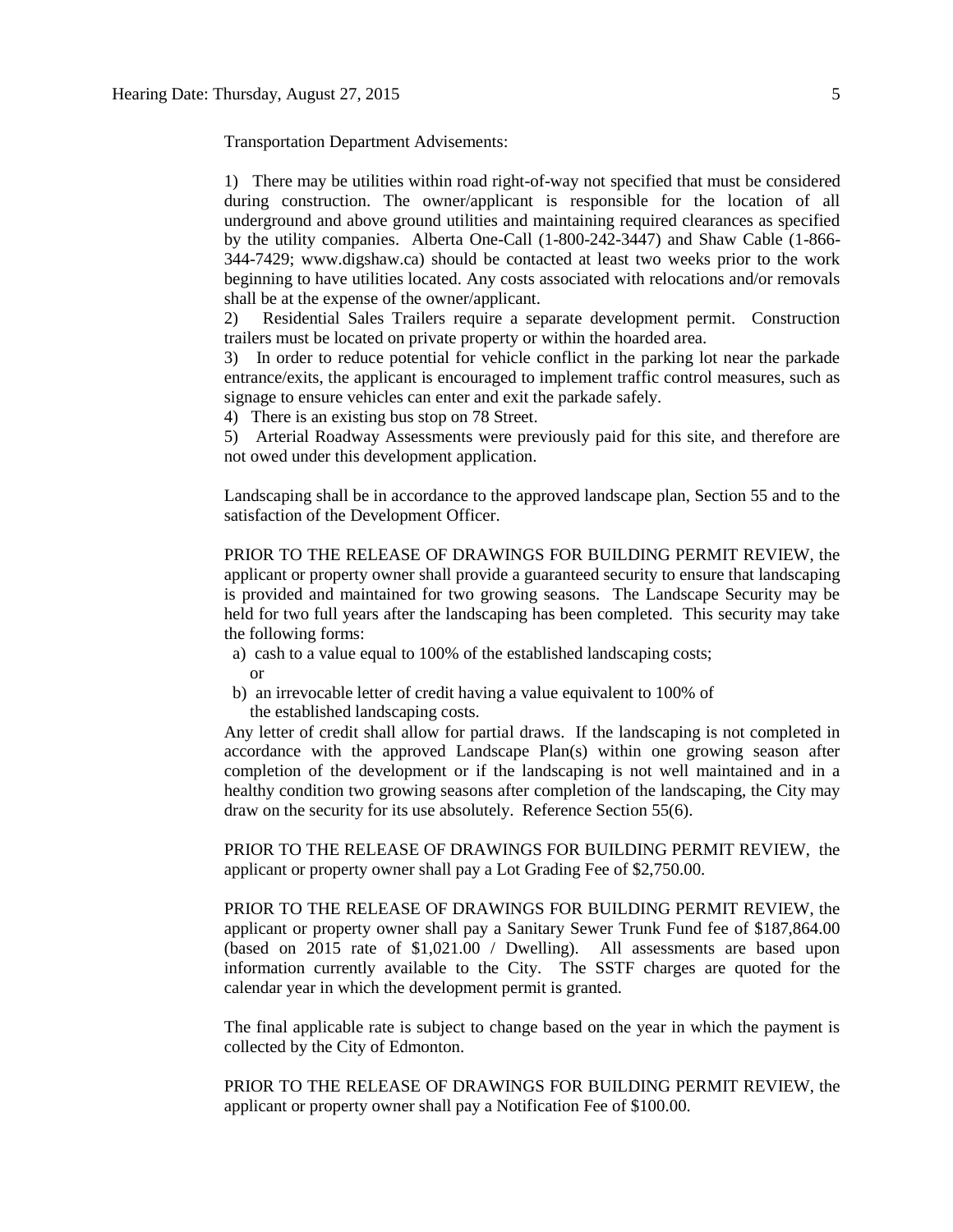Transportation Department Advisements:

1) There may be utilities within road right-of-way not specified that must be considered during construction. The owner/applicant is responsible for the location of all underground and above ground utilities and maintaining required clearances as specified by the utility companies. Alberta One-Call (1-800-242-3447) and Shaw Cable (1-866-344-7429; www.digshaw.ca) should be contacted at least two weeks prior to the work beginning to have utilities located. Any costs associated with relocations and/or removals shall be at the expense of the owner/applicant.
2) Residential Sales Trailers require a separate development permit. Construction trailers must be located on private property or within the hoarded area.
3) In order to reduce potential for vehicle conflict in the parking lot near the parkade entrance/exits, the applicant is encouraged to implement traffic control measures, such as signage to ensure vehicles can enter and exit the parkade safely.
4) There is an existing bus stop on 78 Street.
5) Arterial Roadway Assessments were previously paid for this site, and therefore are not owed under this development application.

Landscaping shall be in accordance to the approved landscape plan, Section 55 and to the satisfaction of the Development Officer.

PRIOR TO THE RELEASE OF DRAWINGS FOR BUILDING PERMIT REVIEW, the applicant or property owner shall provide a guaranteed security to ensure that landscaping is provided and maintained for two growing seasons. The Landscape Security may be held for two full years after the landscaping has been completed. This security may take the following forms:

a) cash to a value equal to 100% of the established landscaping costs;
   or
b) an irrevocable letter of credit having a value equivalent to 100% of the established landscaping costs.

Any letter of credit shall allow for partial draws. If the landscaping is not completed in accordance with the approved Landscape Plan(s) within one growing season after completion of the development or if the landscaping is not well maintained and in a healthy condition two growing seasons after completion of the landscaping, the City may draw on the security for its use absolutely. Reference Section 55(6).

PRIOR TO THE RELEASE OF DRAWINGS FOR BUILDING PERMIT REVIEW, the applicant or property owner shall pay a Lot Grading Fee of $2,750.00.

PRIOR TO THE RELEASE OF DRAWINGS FOR BUILDING PERMIT REVIEW, the applicant or property owner shall pay a Sanitary Sewer Trunk Fund fee of $187,864.00 (based on 2015 rate of $1,021.00 / Dwelling). All assessments are based upon information currently available to the City. The SSTF charges are quoted for the calendar year in which the development permit is granted.

The final applicable rate is subject to change based on the year in which the payment is collected by the City of Edmonton.

PRIOR TO THE RELEASE OF DRAWINGS FOR BUILDING PERMIT REVIEW, the applicant or property owner shall pay a Notification Fee of $100.00.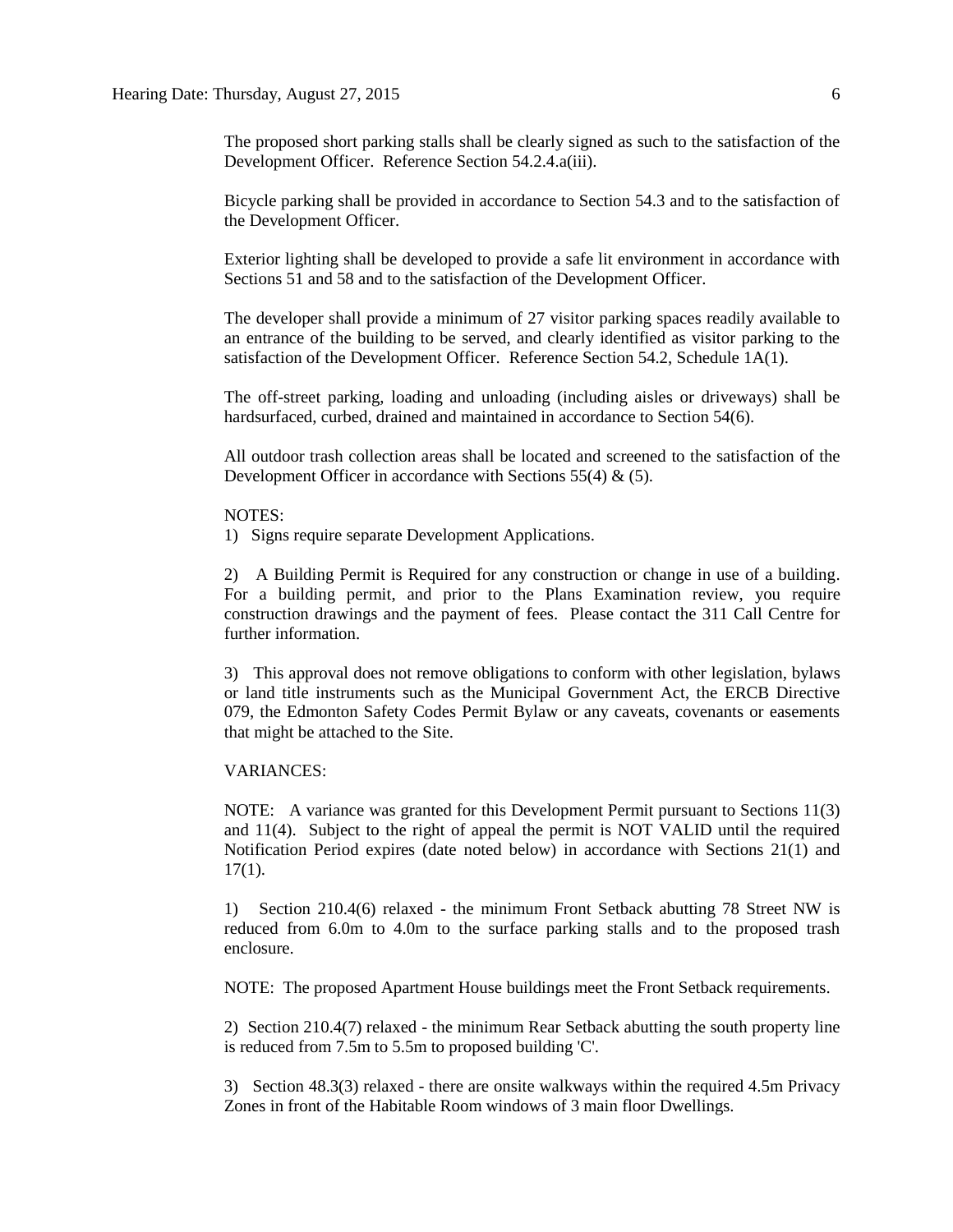The proposed short parking stalls shall be clearly signed as such to the satisfaction of the Development Officer. Reference Section 54.2.4.a(iii).

Bicycle parking shall be provided in accordance to Section 54.3 and to the satisfaction of the Development Officer.

Exterior lighting shall be developed to provide a safe lit environment in accordance with Sections 51 and 58 and to the satisfaction of the Development Officer.

The developer shall provide a minimum of 27 visitor parking spaces readily available to an entrance of the building to be served, and clearly identified as visitor parking to the satisfaction of the Development Officer. Reference Section 54.2, Schedule 1A(1).

The off-street parking, loading and unloading (including aisles or driveways) shall be hardsurfaced, curbed, drained and maintained in accordance to Section 54(6).

All outdoor trash collection areas shall be located and screened to the satisfaction of the Development Officer in accordance with Sections 55(4) & (5).

NOTES:

1) Signs require separate Development Applications.

2) A Building Permit is Required for any construction or change in use of a building. For a building permit, and prior to the Plans Examination review, you require construction drawings and the payment of fees. Please contact the 311 Call Centre for further information.

3) This approval does not remove obligations to conform with other legislation, bylaws or land title instruments such as the Municipal Government Act, the ERCB Directive 079, the Edmonton Safety Codes Permit Bylaw or any caveats, covenants or easements that might be attached to the Site.

VARIANCES:

NOTE: A variance was granted for this Development Permit pursuant to Sections 11(3) and 11(4). Subject to the right of appeal the permit is NOT VALID until the required Notification Period expires (date noted below) in accordance with Sections 21(1) and 17(1).

1) Section 210.4(6) relaxed - the minimum Front Setback abutting 78 Street NW is reduced from 6.0m to 4.0m to the surface parking stalls and to the proposed trash enclosure.

NOTE: The proposed Apartment House buildings meet the Front Setback requirements.

2) Section 210.4(7) relaxed - the minimum Rear Setback abutting the south property line is reduced from 7.5m to 5.5m to proposed building 'C'.

3) Section 48.3(3) relaxed - there are onsite walkways within the required 4.5m Privacy Zones in front of the Habitable Room windows of 3 main floor Dwellings.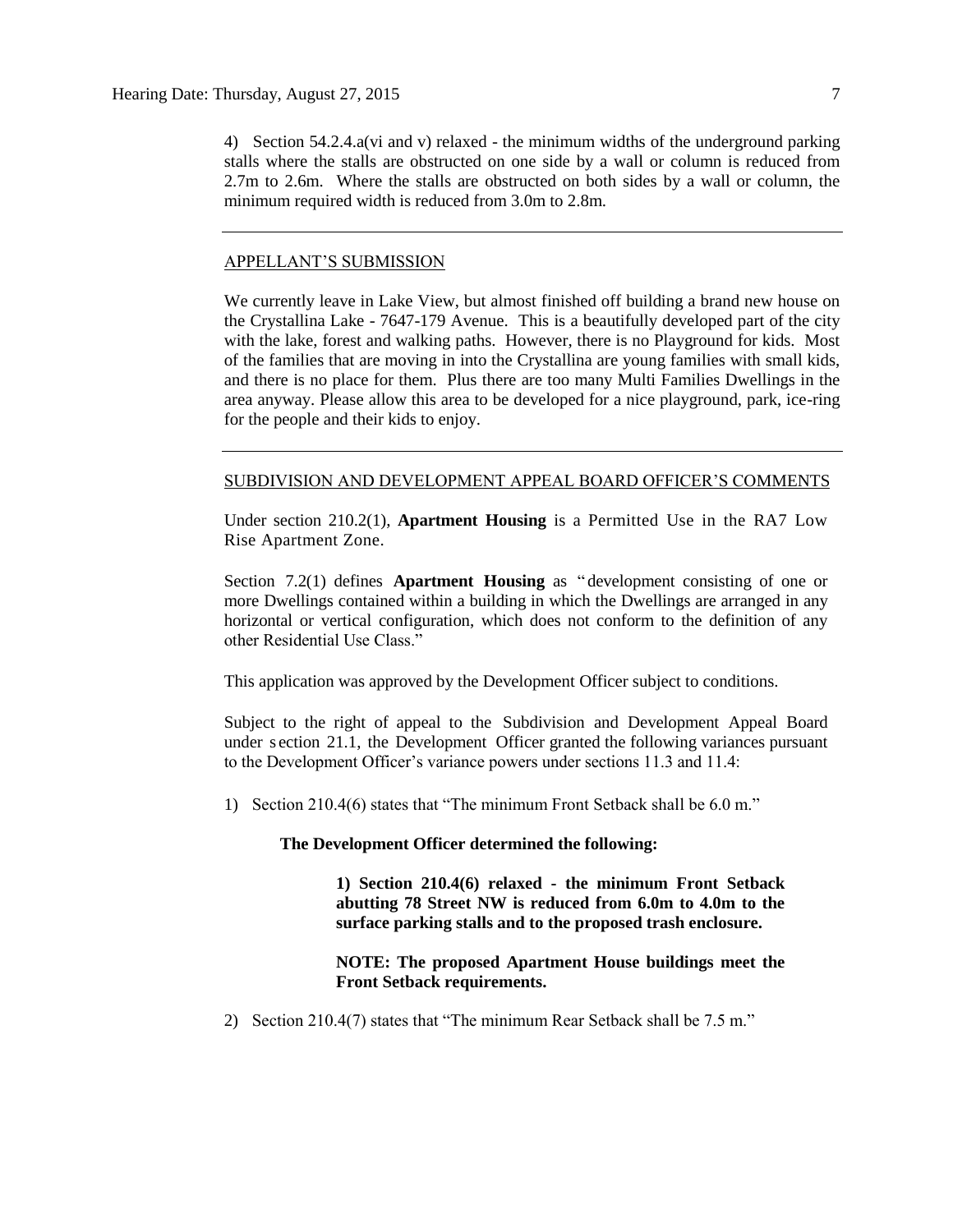4) Section 54.2.4.a(vi and v) relaxed - the minimum widths of the underground parking stalls where the stalls are obstructed on one side by a wall or column is reduced from 2.7m to 2.6m. Where the stalls are obstructed on both sides by a wall or column, the minimum required width is reduced from 3.0m to 2.8m.

---

## APPELLANT'S SUBMISSION

We currently leave in Lake View, but almost finished off building a brand new house on the Crystallina Lake - 7647-179 Avenue. This is a beautifully developed part of the city with the lake, forest and walking paths. However, there is no Playground for kids. Most of the families that are moving in into the Crystallina are young families with small kids, and there is no place for them. Plus there are too many Multi Families Dwellings in the area anyway. Please allow this area to be developed for a nice playground, park, ice-ring for the people and their kids to enjoy.

---

## SUBDIVISION AND DEVELOPMENT APPEAL BOARD OFFICER'S COMMENTS

Under section 210.2(1), **Apartment Housing** is a Permitted Use in the RA7 Low Rise Apartment Zone.

Section 7.2(1) defines **Apartment Housing** as "development consisting of one or more Dwellings contained within a building in which the Dwellings are arranged in any horizontal or vertical configuration, which does not conform to the definition of any other Residential Use Class."

This application was approved by the Development Officer subject to conditions.

Subject to the right of appeal to the Subdivision and Development Appeal Board under section 21.1, the Development Officer granted the following variances pursuant to the Development Officer's variance powers under sections 11.3 and 11.4:

1) Section 210.4(6) states that "The minimum Front Setback shall be 6.0 m."

**The Development Officer determined the following:**

> **1) Section 210.4(6) relaxed - the minimum Front Setback abutting 78 Street NW is reduced from 6.0m to 4.0m to the surface parking stalls and to the proposed trash enclosure.**
>
> **NOTE: The proposed Apartment House buildings meet the Front Setback requirements.**

2) Section 210.4(7) states that "The minimum Rear Setback shall be 7.5 m."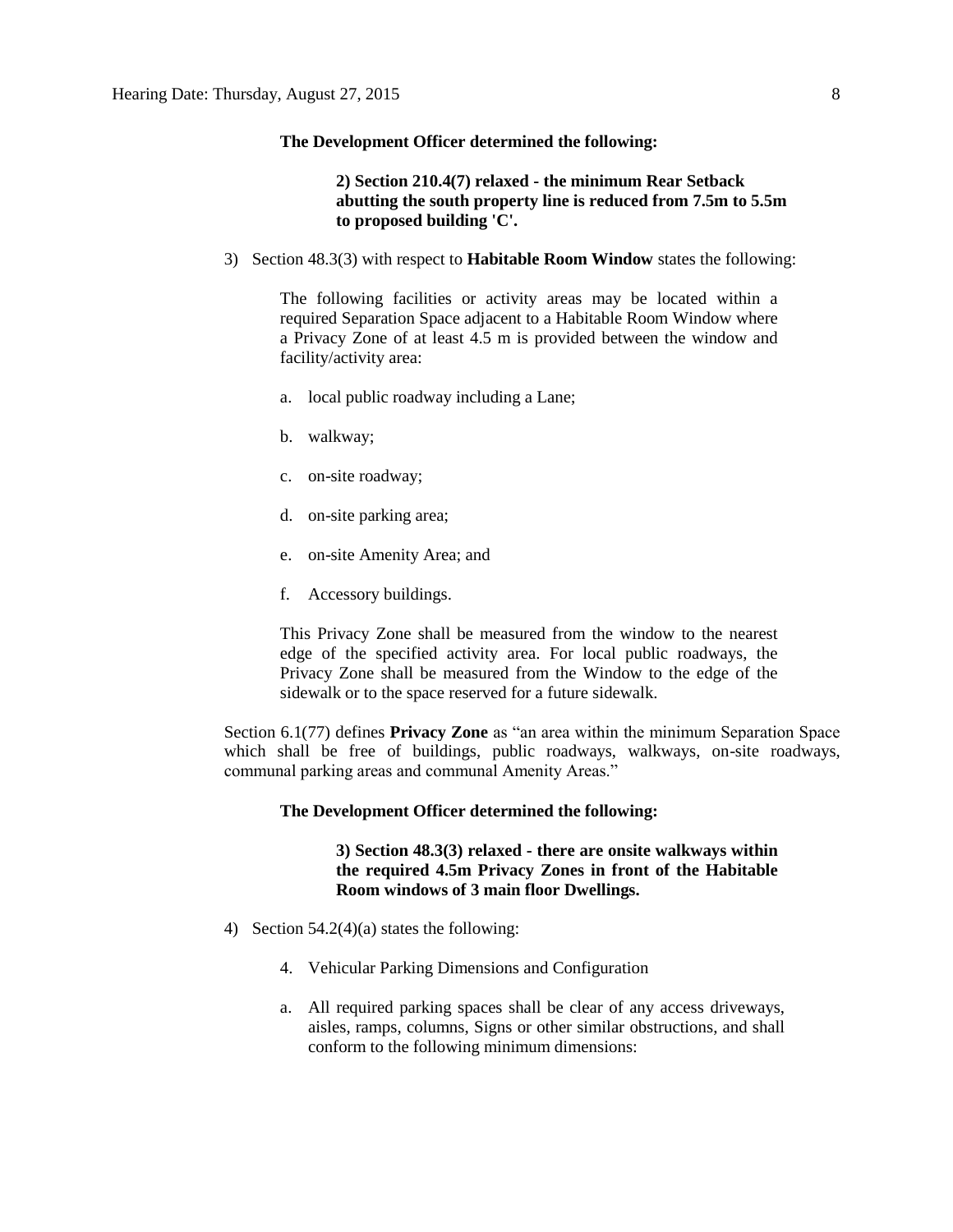**The Development Officer determined the following:**

> **2) Section 210.4(7) relaxed - the minimum Rear Setback abutting the south property line is reduced from 7.5m to 5.5m to proposed building 'C'.**

3) Section 48.3(3) with respect to **Habitable Room Window** states the following:

> The following facilities or activity areas may be located within a required Separation Space adjacent to a Habitable Room Window where a Privacy Zone of at least 4.5 m is provided between the window and facility/activity area:
>
> a. local public roadway including a Lane;
>
> b. walkway;
>
> c. on-site roadway;
>
> d. on-site parking area;
>
> e. on-site Amenity Area; and
>
> f. Accessory buildings.
>
> This Privacy Zone shall be measured from the window to the nearest edge of the specified activity area. For local public roadways, the Privacy Zone shall be measured from the Window to the edge of the sidewalk or to the space reserved for a future sidewalk.

Section 6.1(77) defines **Privacy Zone** as "an area within the minimum Separation Space which shall be free of buildings, public roadways, walkways, on-site roadways, communal parking areas and communal Amenity Areas."

**The Development Officer determined the following:**

> **3) Section 48.3(3) relaxed - there are onsite walkways within the required 4.5m Privacy Zones in front of the Habitable Room windows of 3 main floor Dwellings.**

4) Section 54.2(4)(a) states the following:

> 4. Vehicular Parking Dimensions and Configuration
>
> a. All required parking spaces shall be clear of any access driveways, aisles, ramps, columns, Signs or other similar obstructions, and shall conform to the following minimum dimensions: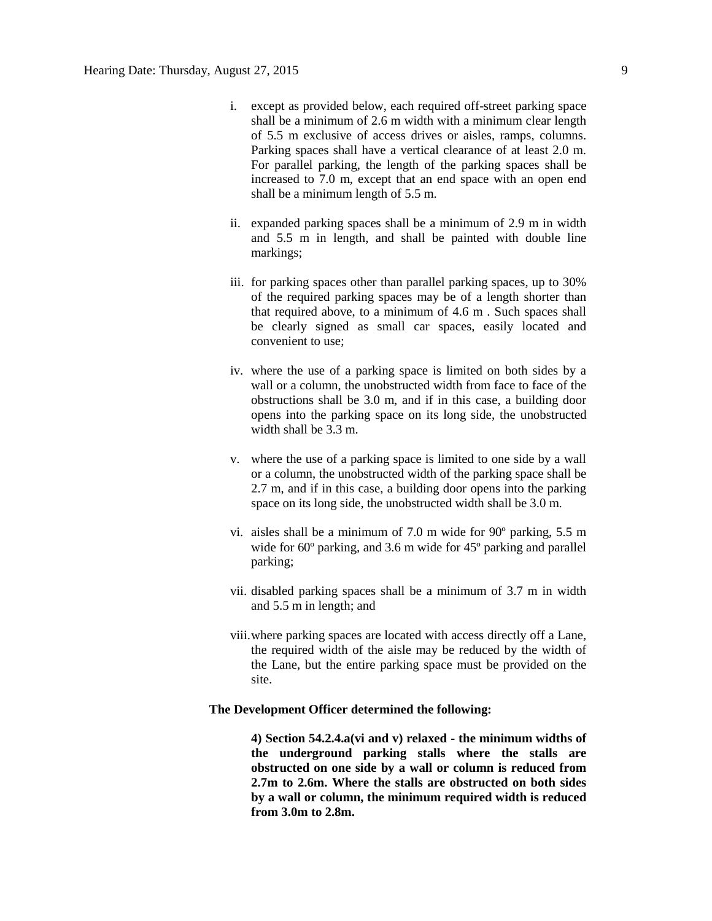i. except as provided below, each required off-street parking space shall be a minimum of 2.6 m width with a minimum clear length of 5.5 m exclusive of access drives or aisles, ramps, columns. Parking spaces shall have a vertical clearance of at least 2.0 m. For parallel parking, the length of the parking spaces shall be increased to 7.0 m, except that an end space with an open end shall be a minimum length of 5.5 m.

ii. expanded parking spaces shall be a minimum of 2.9 m in width and 5.5 m in length, and shall be painted with double line markings;

iii. for parking spaces other than parallel parking spaces, up to 30% of the required parking spaces may be of a length shorter than that required above, to a minimum of 4.6 m . Such spaces shall be clearly signed as small car spaces, easily located and convenient to use;

iv. where the use of a parking space is limited on both sides by a wall or a column, the unobstructed width from face to face of the obstructions shall be 3.0 m, and if in this case, a building door opens into the parking space on its long side, the unobstructed width shall be 3.3 m.

v. where the use of a parking space is limited to one side by a wall or a column, the unobstructed width of the parking space shall be 2.7 m, and if in this case, a building door opens into the parking space on its long side, the unobstructed width shall be 3.0 m.

vi. aisles shall be a minimum of 7.0 m wide for 90º parking, 5.5 m wide for 60º parking, and 3.6 m wide for 45º parking and parallel parking;

vii. disabled parking spaces shall be a minimum of 3.7 m in width and 5.5 m in length; and

viii. where parking spaces are located with access directly off a Lane, the required width of the aisle may be reduced by the width of the Lane, but the entire parking space must be provided on the site.

**The Development Officer determined the following:**

**4) Section 54.2.4.a(vi and v) relaxed - the minimum widths of the underground parking stalls where the stalls are obstructed on one side by a wall or column is reduced from 2.7m to 2.6m. Where the stalls are obstructed on both sides by a wall or column, the minimum required width is reduced from 3.0m to 2.8m.**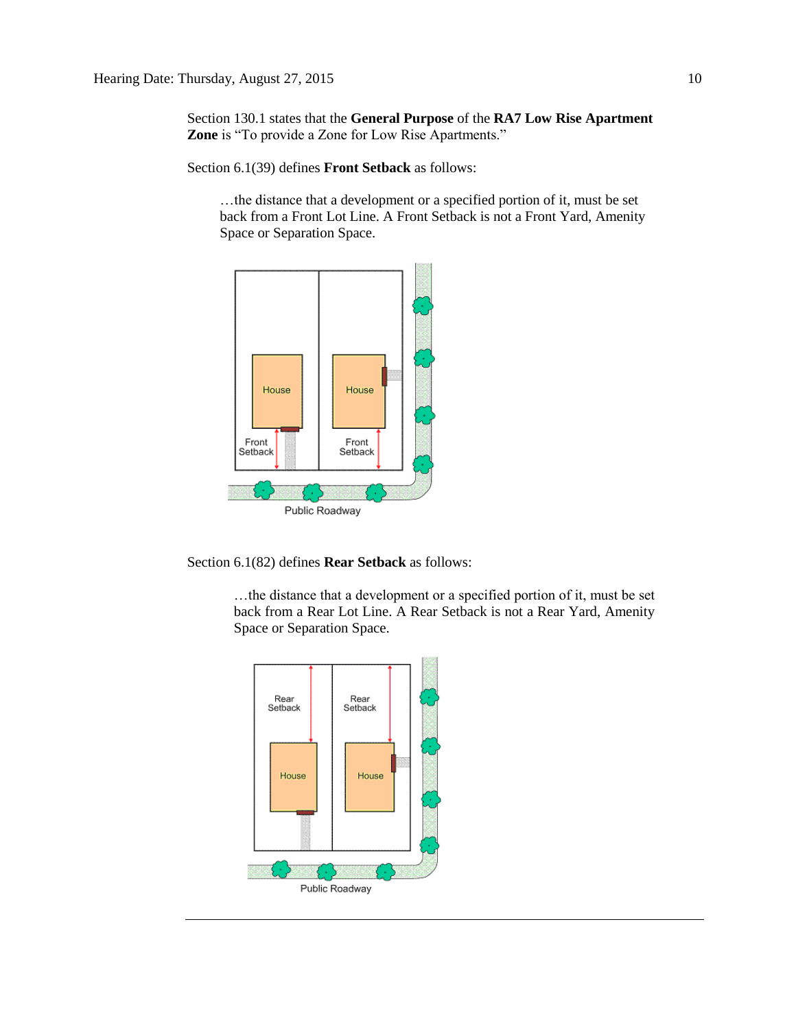Section 130.1 states that the **General Purpose** of the **RA7 Low Rise Apartment Zone** is "To provide a Zone for Low Rise Apartments."

Section 6.1(39) defines **Front Setback** as follows:

> …the distance that a development or a specified portion of it, must be set back from a Front Lot Line. A Front Setback is not a Front Yard, Amenity Space or Separation Space.

Section 6.1(82) defines **Rear Setback** as follows:

> …the distance that a development or a specified portion of it, must be set back from a Rear Lot Line. A Rear Setback is not a Rear Yard, Amenity Space or Separation Space.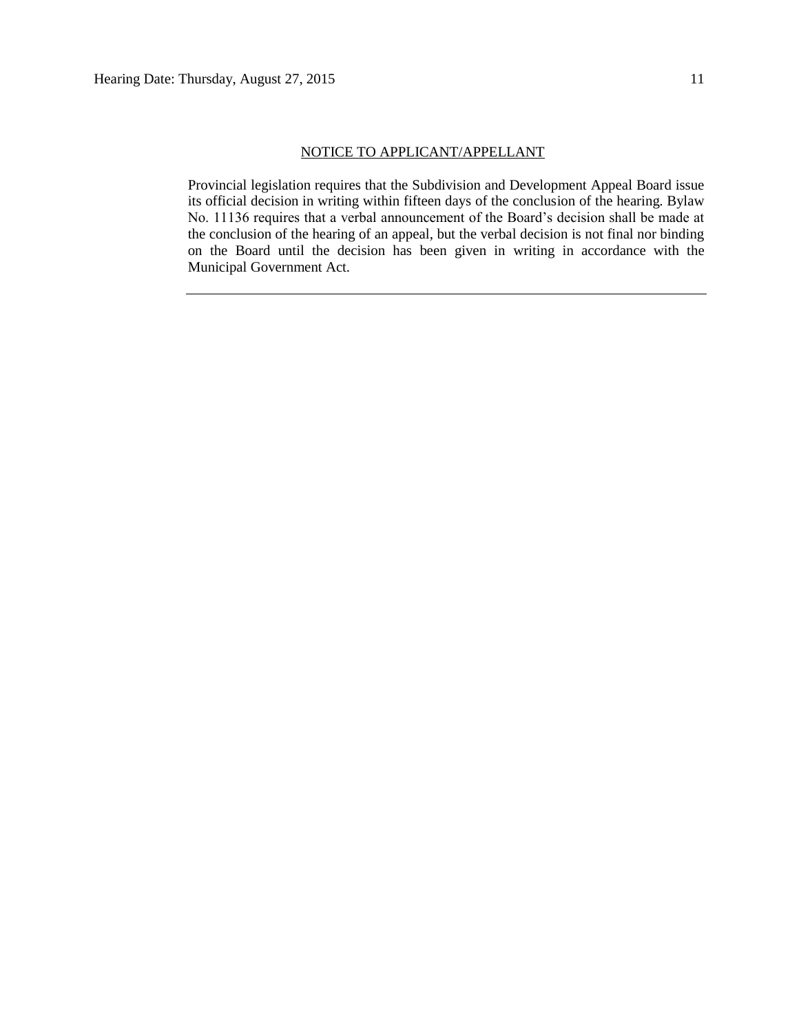NOTICE TO APPLICANT/APPELLANT

Provincial legislation requires that the Subdivision and Development Appeal Board issue its official decision in writing within fifteen days of the conclusion of the hearing. Bylaw No. 11136 requires that a verbal announcement of the Board's decision shall be made at the conclusion of the hearing of an appeal, but the verbal decision is not final nor binding on the Board until the decision has been given in writing in accordance with the Municipal Government Act.

---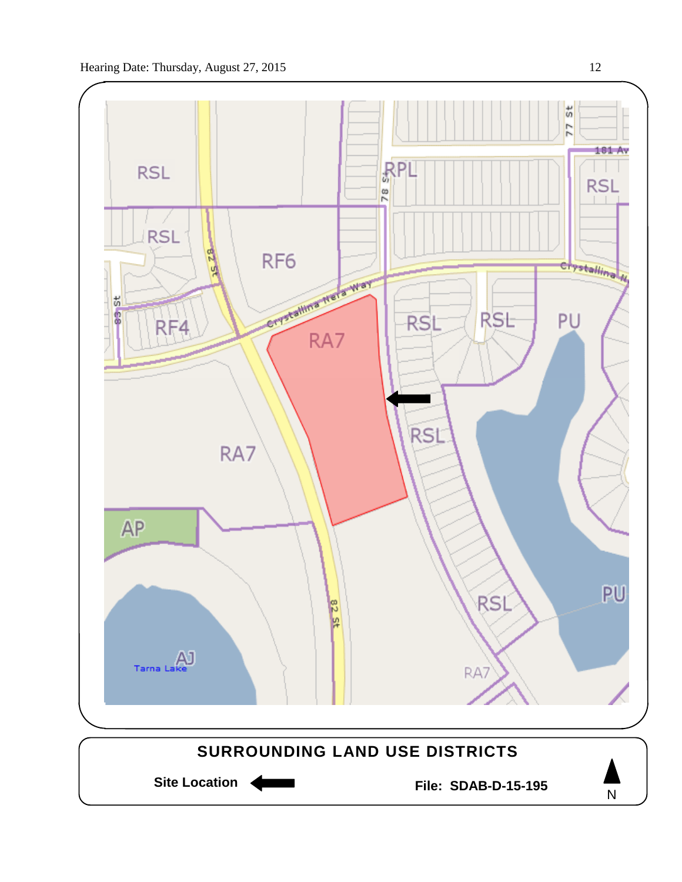RSL

RSL

RF6

RF4

RPL

RSL

RSL

RSL

PU

RA7

RSL

RA7

AP

RSL

PU

AJ

Tarna Lake

RA7

82 St

83 St

78 St

77 St

181 Av

Crystallina Nera Way

Crystallina N

82 St

**SURROUNDING LAND USE DISTRICTS**

**Site Location** ←

**File: SDAB-D-15-195**

N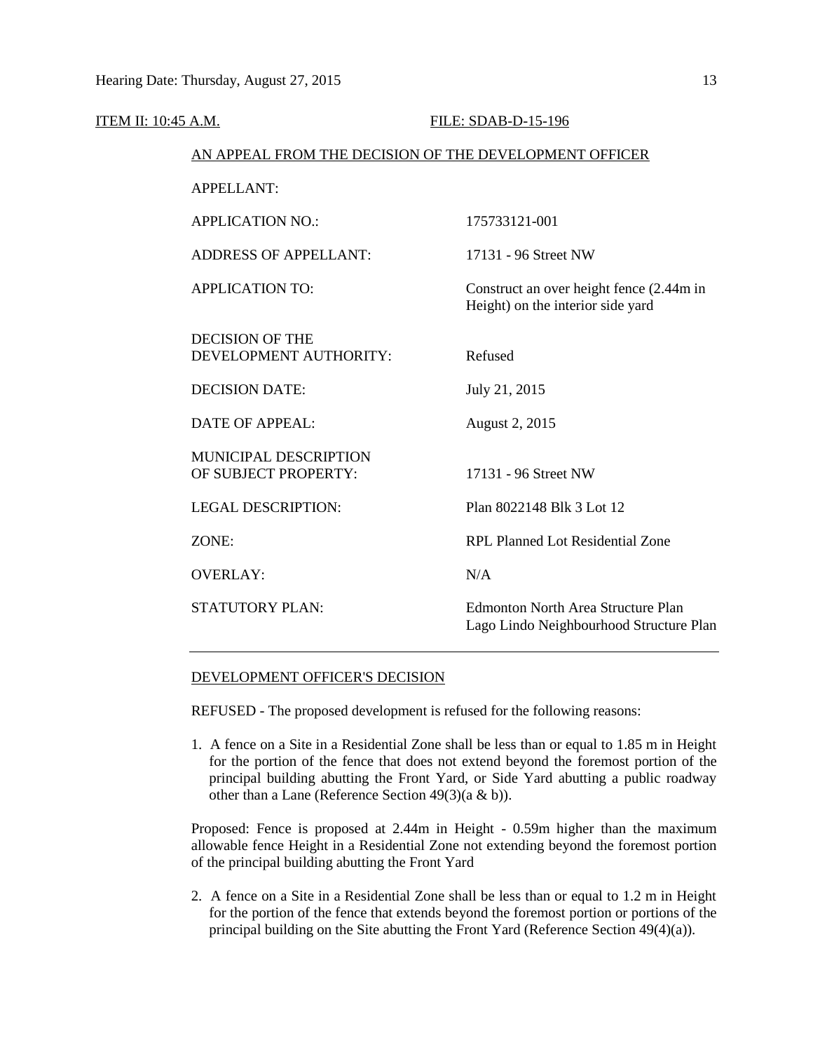ITEM II: 10:45 A.M. FILE: SDAB-D-15-196

AN APPEAL FROM THE DECISION OF THE DEVELOPMENT OFFICER

| | |
|---|---|
| APPELLANT: | |
| APPLICATION NO.: | 175733121-001 |
| ADDRESS OF APPELLANT: | 17131 - 96 Street NW |
| APPLICATION TO: | Construct an over height fence (2.44m in Height) on the interior side yard |
| DECISION OF THE DEVELOPMENT AUTHORITY: | Refused |
| DECISION DATE: | July 21, 2015 |
| DATE OF APPEAL: | August 2, 2015 |
| MUNICIPAL DESCRIPTION OF SUBJECT PROPERTY: | 17131 - 96 Street NW |
| LEGAL DESCRIPTION: | Plan 8022148 Blk 3 Lot 12 |
| ZONE: | RPL Planned Lot Residential Zone |
| OVERLAY: | N/A |
| STATUTORY PLAN: | Edmonton North Area Structure Plan<br>Lago Lindo Neighbourhood Structure Plan |

---

DEVELOPMENT OFFICER'S DECISION

REFUSED - The proposed development is refused for the following reasons:

1. A fence on a Site in a Residential Zone shall be less than or equal to 1.85 m in Height for the portion of the fence that does not extend beyond the foremost portion of the principal building abutting the Front Yard, or Side Yard abutting a public roadway other than a Lane (Reference Section 49(3)(a & b)).

Proposed: Fence is proposed at 2.44m in Height - 0.59m higher than the maximum allowable fence Height in a Residential Zone not extending beyond the foremost portion of the principal building abutting the Front Yard

2. A fence on a Site in a Residential Zone shall be less than or equal to 1.2 m in Height for the portion of the fence that extends beyond the foremost portion or portions of the principal building on the Site abutting the Front Yard (Reference Section 49(4)(a)).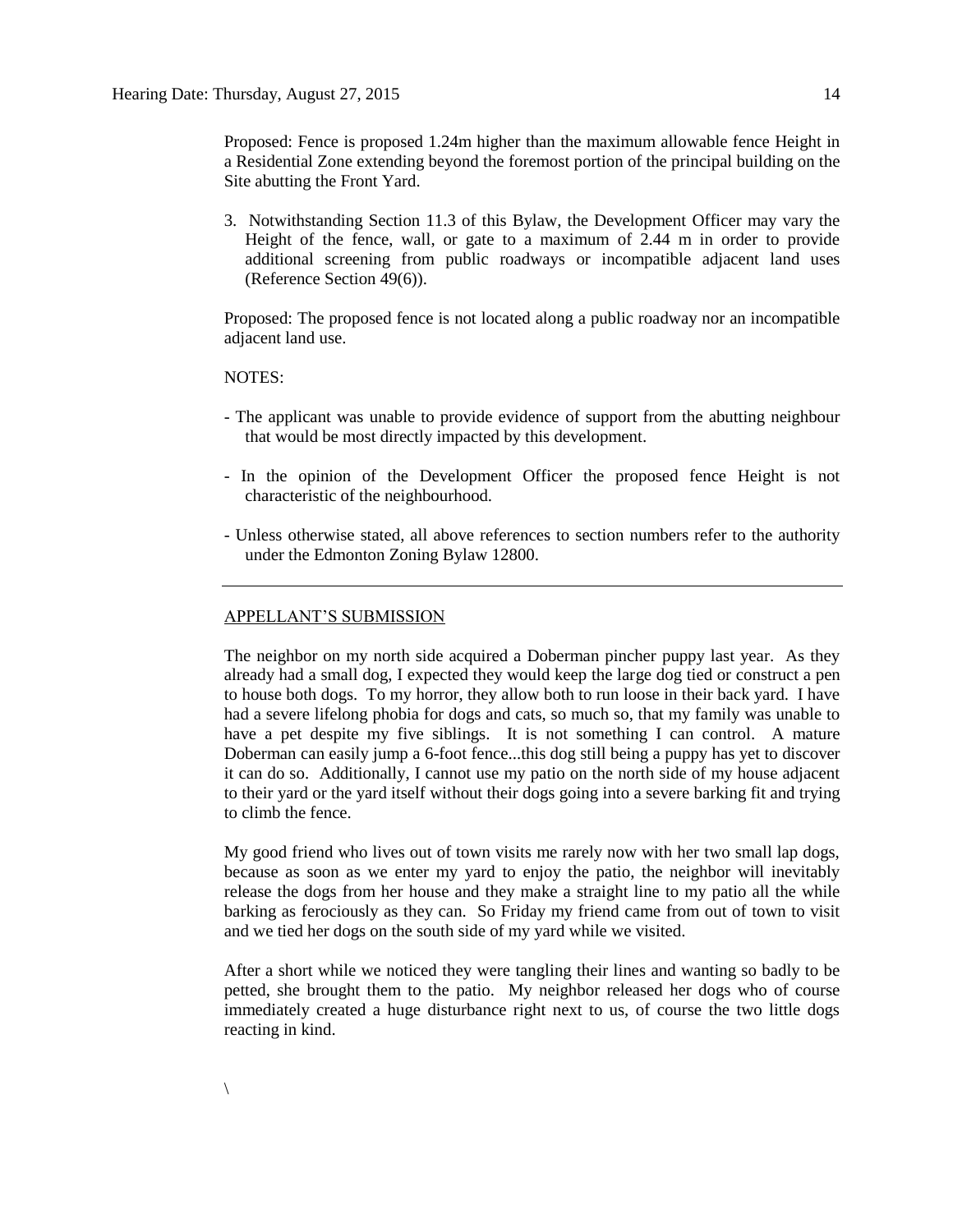Proposed: Fence is proposed 1.24m higher than the maximum allowable fence Height in a Residential Zone extending beyond the foremost portion of the principal building on the Site abutting the Front Yard.

3. Notwithstanding Section 11.3 of this Bylaw, the Development Officer may vary the Height of the fence, wall, or gate to a maximum of 2.44 m in order to provide additional screening from public roadways or incompatible adjacent land uses (Reference Section 49(6)).

Proposed: The proposed fence is not located along a public roadway nor an incompatible adjacent land use.

NOTES:

- The applicant was unable to provide evidence of support from the abutting neighbour that would be most directly impacted by this development.

- In the opinion of the Development Officer the proposed fence Height is not characteristic of the neighbourhood.

- Unless otherwise stated, all above references to section numbers refer to the authority under the Edmonton Zoning Bylaw 12800.

---

APPELLANT'S SUBMISSION

The neighbor on my north side acquired a Doberman pincher puppy last year. As they already had a small dog, I expected they would keep the large dog tied or construct a pen to house both dogs. To my horror, they allow both to run loose in their back yard. I have had a severe lifelong phobia for dogs and cats, so much so, that my family was unable to have a pet despite my five siblings. It is not something I can control. A mature Doberman can easily jump a 6-foot fence...this dog still being a puppy has yet to discover it can do so. Additionally, I cannot use my patio on the north side of my house adjacent to their yard or the yard itself without their dogs going into a severe barking fit and trying to climb the fence.

My good friend who lives out of town visits me rarely now with her two small lap dogs, because as soon as we enter my yard to enjoy the patio, the neighbor will inevitably release the dogs from her house and they make a straight line to my patio all the while barking as ferociously as they can. So Friday my friend came from out of town to visit and we tied her dogs on the south side of my yard while we visited.

After a short while we noticed they were tangling their lines and wanting so badly to be petted, she brought them to the patio. My neighbor released her dogs who of course immediately created a huge disturbance right next to us, of course the two little dogs reacting in kind.

\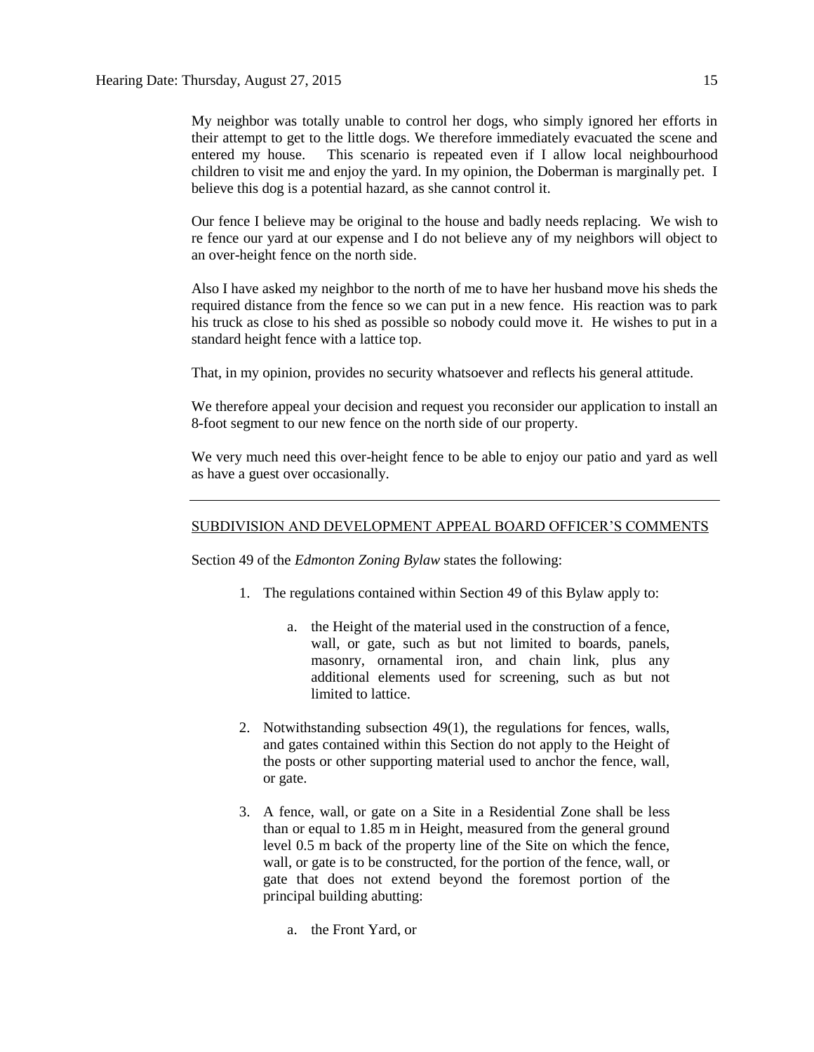My neighbor was totally unable to control her dogs, who simply ignored her efforts in their attempt to get to the little dogs. We therefore immediately evacuated the scene and entered my house. This scenario is repeated even if I allow local neighbourhood children to visit me and enjoy the yard. In my opinion, the Doberman is marginally pet. I believe this dog is a potential hazard, as she cannot control it.

Our fence I believe may be original to the house and badly needs replacing. We wish to re fence our yard at our expense and I do not believe any of my neighbors will object to an over-height fence on the north side.

Also I have asked my neighbor to the north of me to have her husband move his sheds the required distance from the fence so we can put in a new fence. His reaction was to park his truck as close to his shed as possible so nobody could move it. He wishes to put in a standard height fence with a lattice top.

That, in my opinion, provides no security whatsoever and reflects his general attitude.

We therefore appeal your decision and request you reconsider our application to install an 8-foot segment to our new fence on the north side of our property.

We very much need this over-height fence to be able to enjoy our patio and yard as well as have a guest over occasionally.

---

SUBDIVISION AND DEVELOPMENT APPEAL BOARD OFFICER'S COMMENTS

Section 49 of the *Edmonton Zoning Bylaw* states the following:

1. The regulations contained within Section 49 of this Bylaw apply to:

    a. the Height of the material used in the construction of a fence, wall, or gate, such as but not limited to boards, panels, masonry, ornamental iron, and chain link, plus any additional elements used for screening, such as but not limited to lattice.

2. Notwithstanding subsection 49(1), the regulations for fences, walls, and gates contained within this Section do not apply to the Height of the posts or other supporting material used to anchor the fence, wall, or gate.

3. A fence, wall, or gate on a Site in a Residential Zone shall be less than or equal to 1.85 m in Height, measured from the general ground level 0.5 m back of the property line of the Site on which the fence, wall, or gate is to be constructed, for the portion of the fence, wall, or gate that does not extend beyond the foremost portion of the principal building abutting:

    a. the Front Yard, or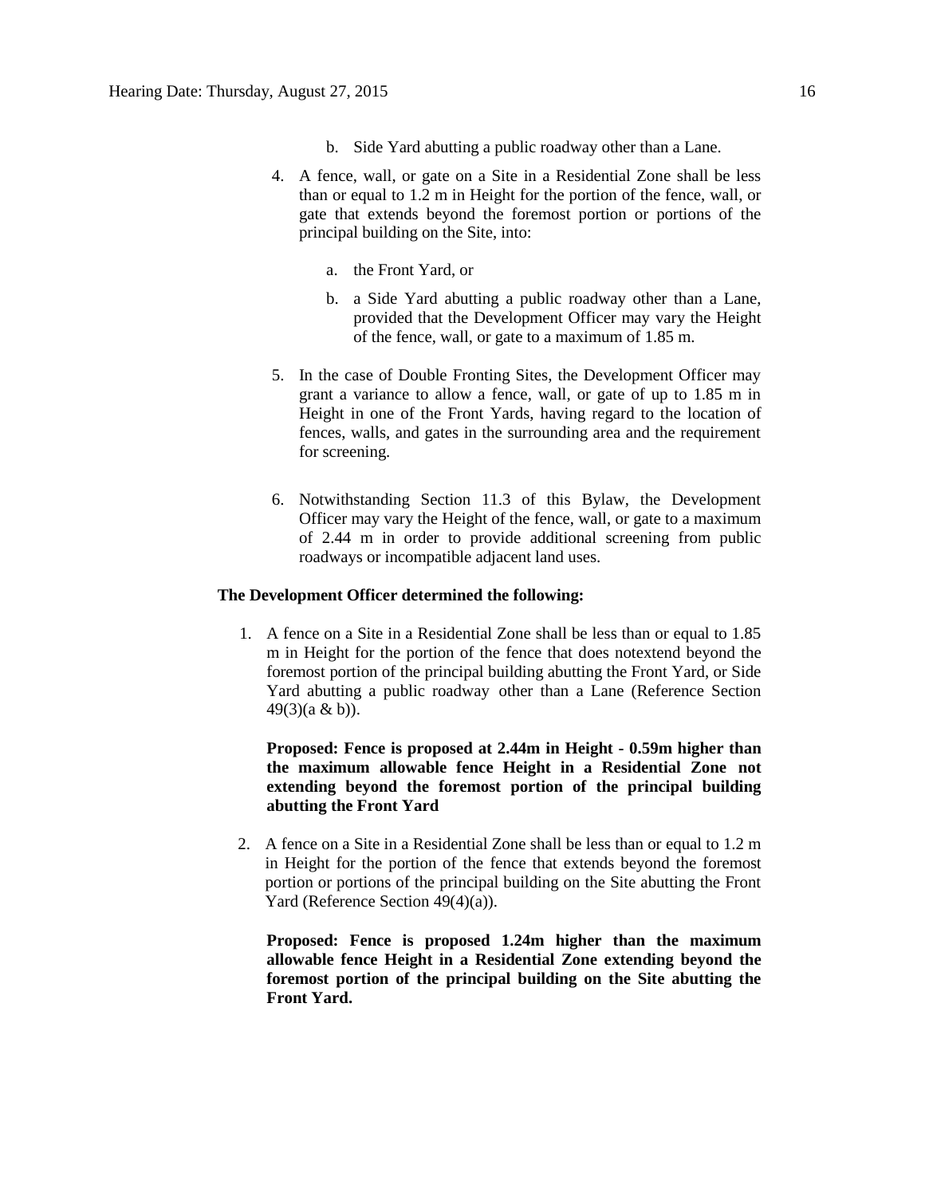b. Side Yard abutting a public roadway other than a Lane.

4. A fence, wall, or gate on a Site in a Residential Zone shall be less than or equal to 1.2 m in Height for the portion of the fence, wall, or gate that extends beyond the foremost portion or portions of the principal building on the Site, into:

   a. the Front Yard, or

   b. a Side Yard abutting a public roadway other than a Lane, provided that the Development Officer may vary the Height of the fence, wall, or gate to a maximum of 1.85 m.

5. In the case of Double Fronting Sites, the Development Officer may grant a variance to allow a fence, wall, or gate of up to 1.85 m in Height in one of the Front Yards, having regard to the location of fences, walls, and gates in the surrounding area and the requirement for screening.

6. Notwithstanding Section 11.3 of this Bylaw, the Development Officer may vary the Height of the fence, wall, or gate to a maximum of 2.44 m in order to provide additional screening from public roadways or incompatible adjacent land uses.

**The Development Officer determined the following:**

1. A fence on a Site in a Residential Zone shall be less than or equal to 1.85 m in Height for the portion of the fence that does notextend beyond the foremost portion of the principal building abutting the Front Yard, or Side Yard abutting a public roadway other than a Lane (Reference Section 49(3)(a & b)).

   **Proposed: Fence is proposed at 2.44m in Height - 0.59m higher than the maximum allowable fence Height in a Residential Zone not extending beyond the foremost portion of the principal building abutting the Front Yard**

2. A fence on a Site in a Residential Zone shall be less than or equal to 1.2 m in Height for the portion of the fence that extends beyond the foremost portion or portions of the principal building on the Site abutting the Front Yard (Reference Section 49(4)(a)).

   **Proposed: Fence is proposed 1.24m higher than the maximum allowable fence Height in a Residential Zone extending beyond the foremost portion of the principal building on the Site abutting the Front Yard.**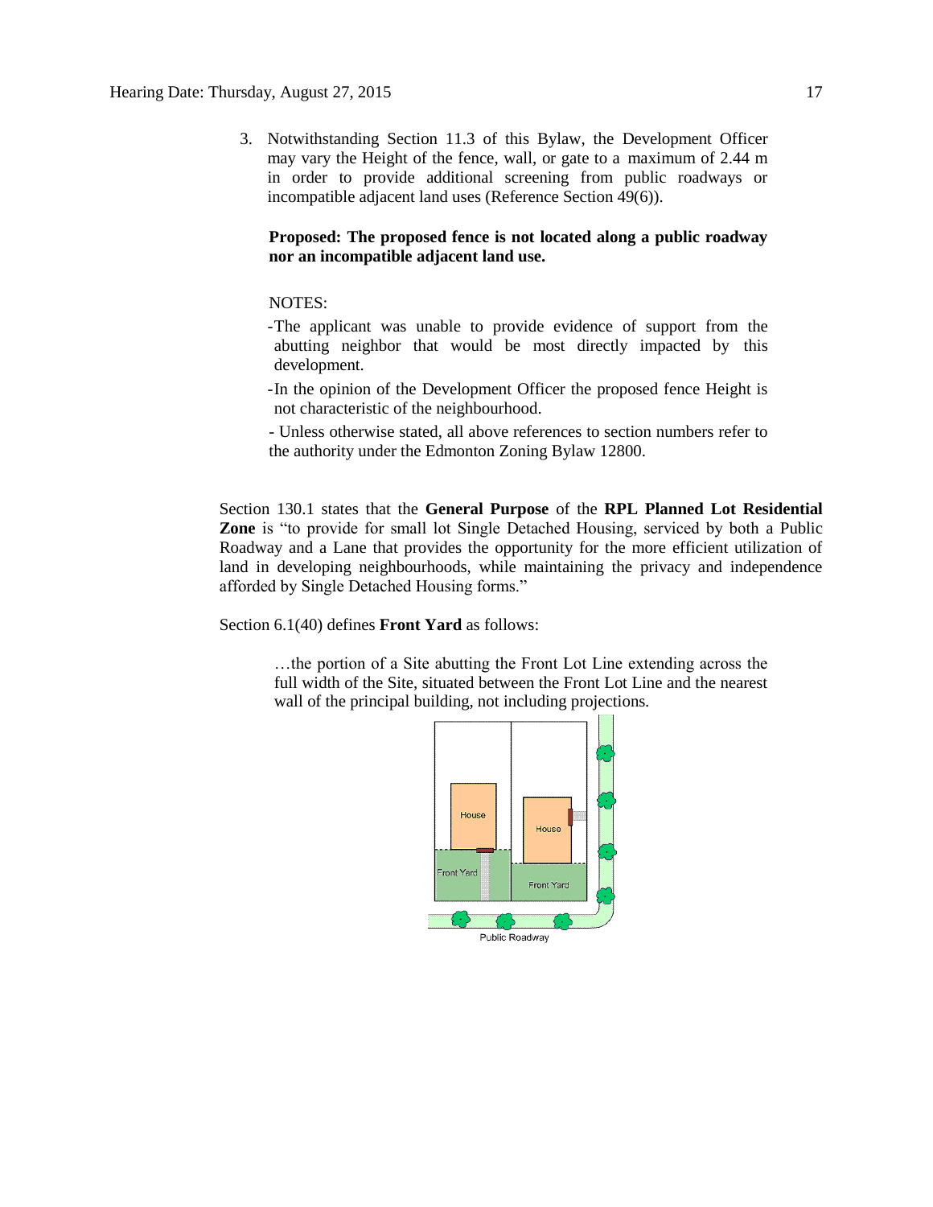3. Notwithstanding Section 11.3 of this Bylaw, the Development Officer may vary the Height of the fence, wall, or gate to a maximum of 2.44 m in order to provide additional screening from public roadways or incompatible adjacent land uses (Reference Section 49(6)).

**Proposed: The proposed fence is not located along a public roadway nor an incompatible adjacent land use.**

NOTES:

- The applicant was unable to provide evidence of support from the abutting neighbor that would be most directly impacted by this development.
- In the opinion of the Development Officer the proposed fence Height is not characteristic of the neighbourhood.
- Unless otherwise stated, all above references to section numbers refer to the authority under the Edmonton Zoning Bylaw 12800.

Section 130.1 states that the **General Purpose** of the **RPL Planned Lot Residential Zone** is "to provide for small lot Single Detached Housing, serviced by both a Public Roadway and a Lane that provides the opportunity for the more efficient utilization of land in developing neighbourhoods, while maintaining the privacy and independence afforded by Single Detached Housing forms."

Section 6.1(40) defines **Front Yard** as follows:

> …the portion of a Site abutting the Front Lot Line extending across the full width of the Site, situated between the Front Lot Line and the nearest wall of the principal building, not including projections.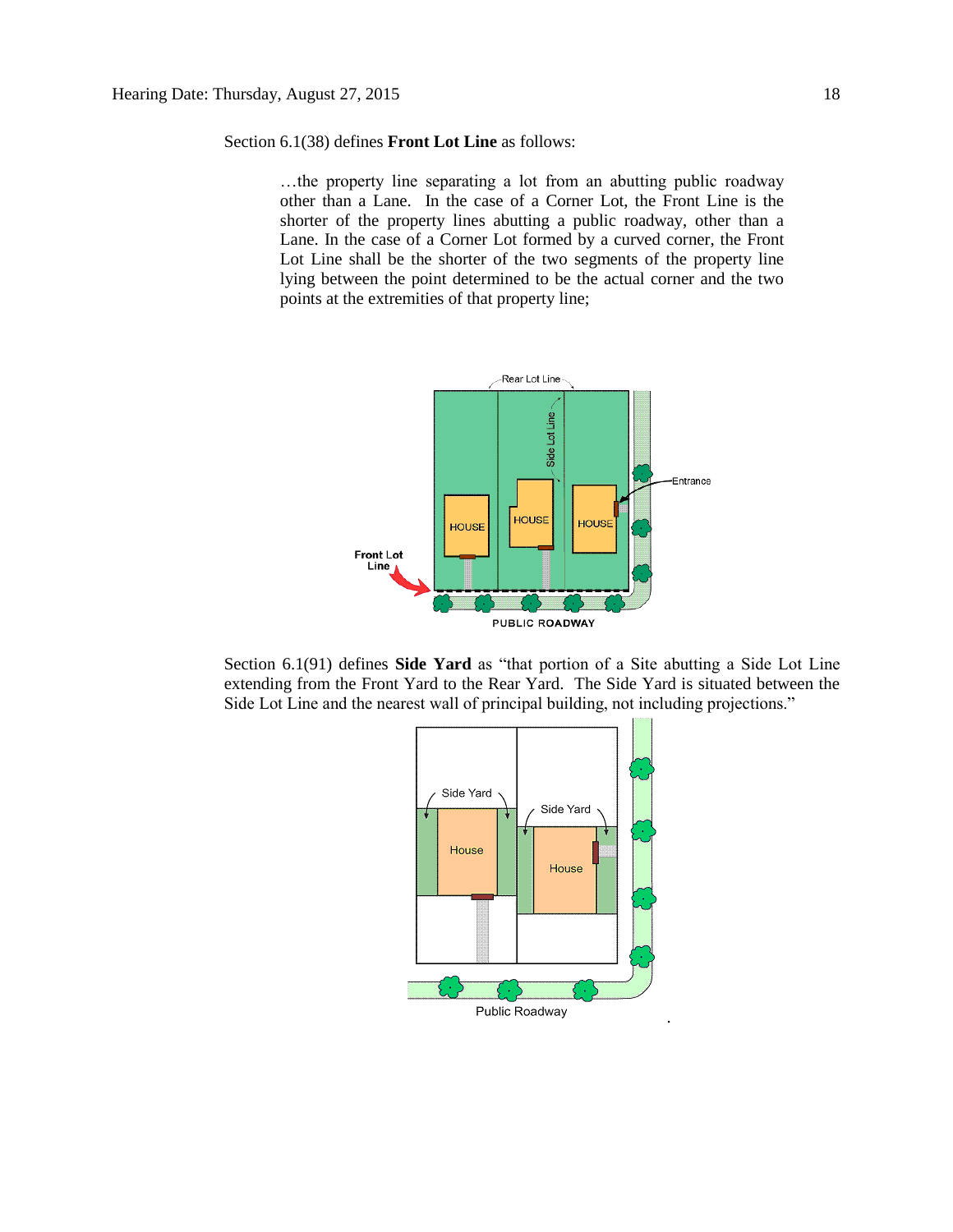Section 6.1(38) defines **Front Lot Line** as follows:

> …the property line separating a lot from an abutting public roadway other than a Lane. In the case of a Corner Lot, the Front Line is the shorter of the property lines abutting a public roadway, other than a Lane. In the case of a Corner Lot formed by a curved corner, the Front Lot Line shall be the shorter of the two segments of the property line lying between the point determined to be the actual corner and the two points at the extremities of that property line;

Section 6.1(91) defines **Side Yard** as "that portion of a Site abutting a Side Lot Line extending from the Front Yard to the Rear Yard. The Side Yard is situated between the Side Lot Line and the nearest wall of principal building, not including projections."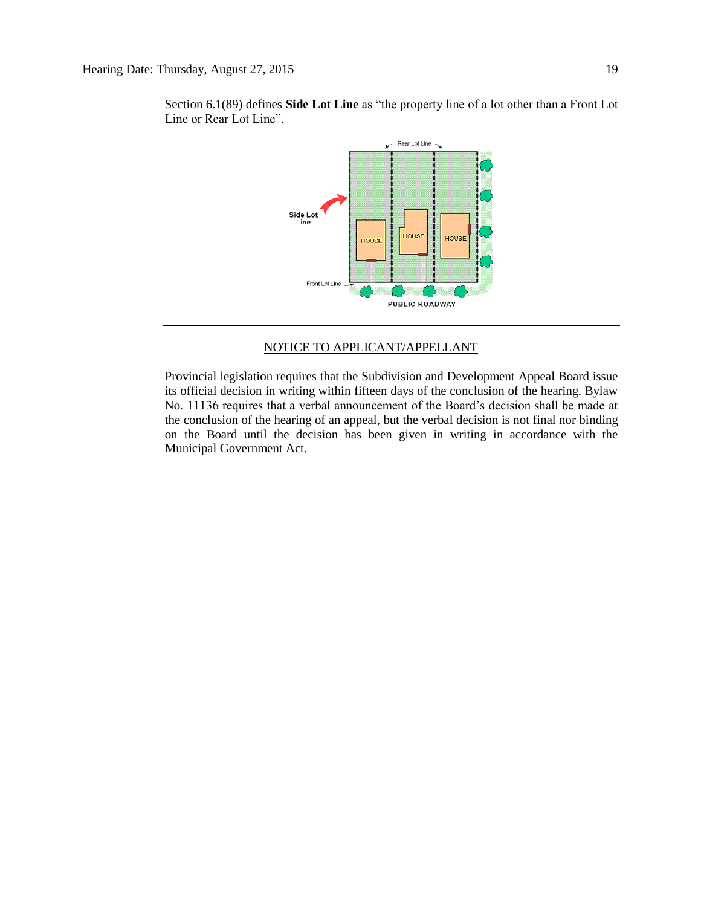Section 6.1(89) defines **Side Lot Line** as "the property line of a lot other than a Front Lot Line or Rear Lot Line".

---

## NOTICE TO APPLICANT/APPELLANT

Provincial legislation requires that the Subdivision and Development Appeal Board issue its official decision in writing within fifteen days of the conclusion of the hearing. Bylaw No. 11136 requires that a verbal announcement of the Board's decision shall be made at the conclusion of the hearing of an appeal, but the verbal decision is not final nor binding on the Board until the decision has been given in writing in accordance with the Municipal Government Act.

---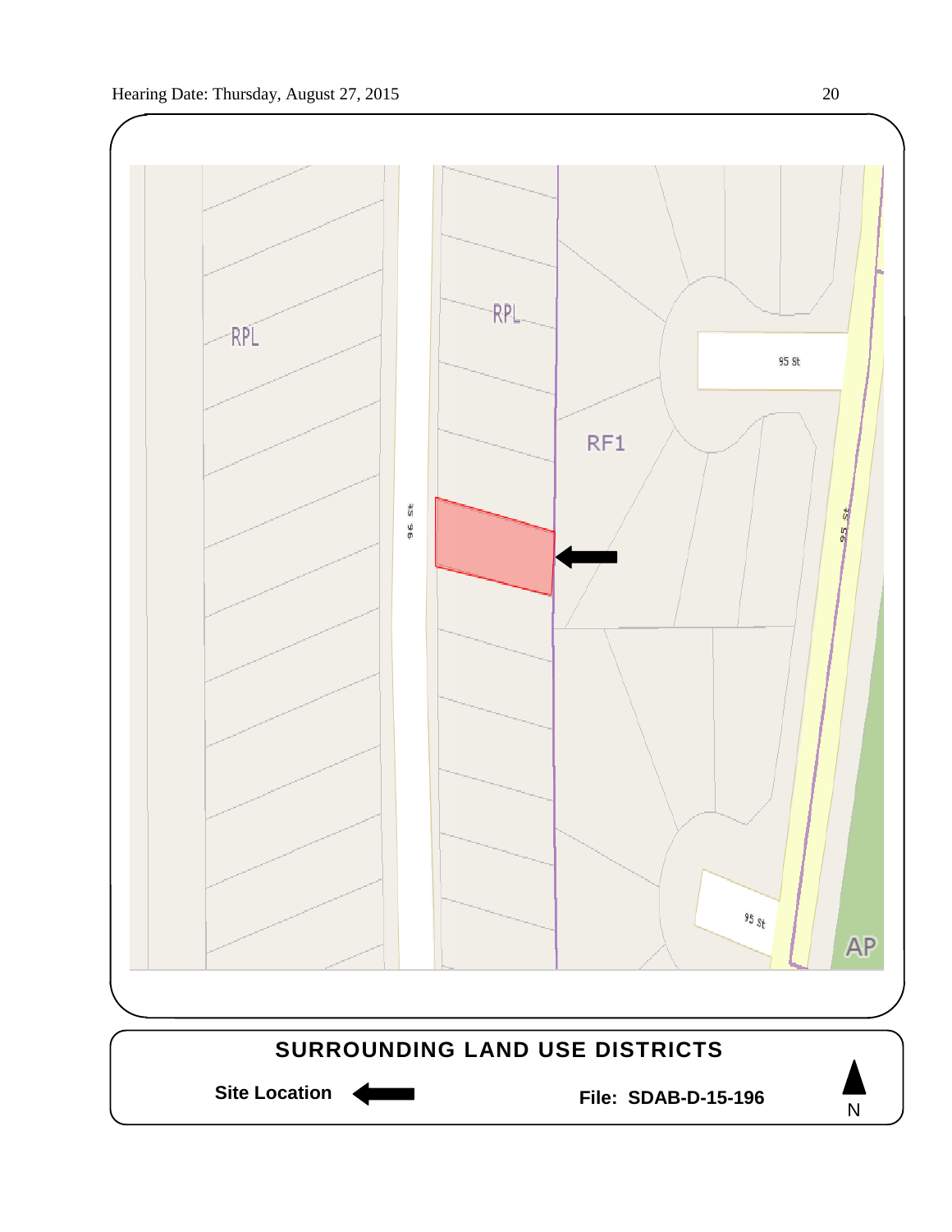RPL

RPL

96 St

RF1

95 St

95 St

95 St

AP

## SURROUNDING LAND USE DISTRICTS

**Site Location** ←

**File: SDAB-D-15-196**

N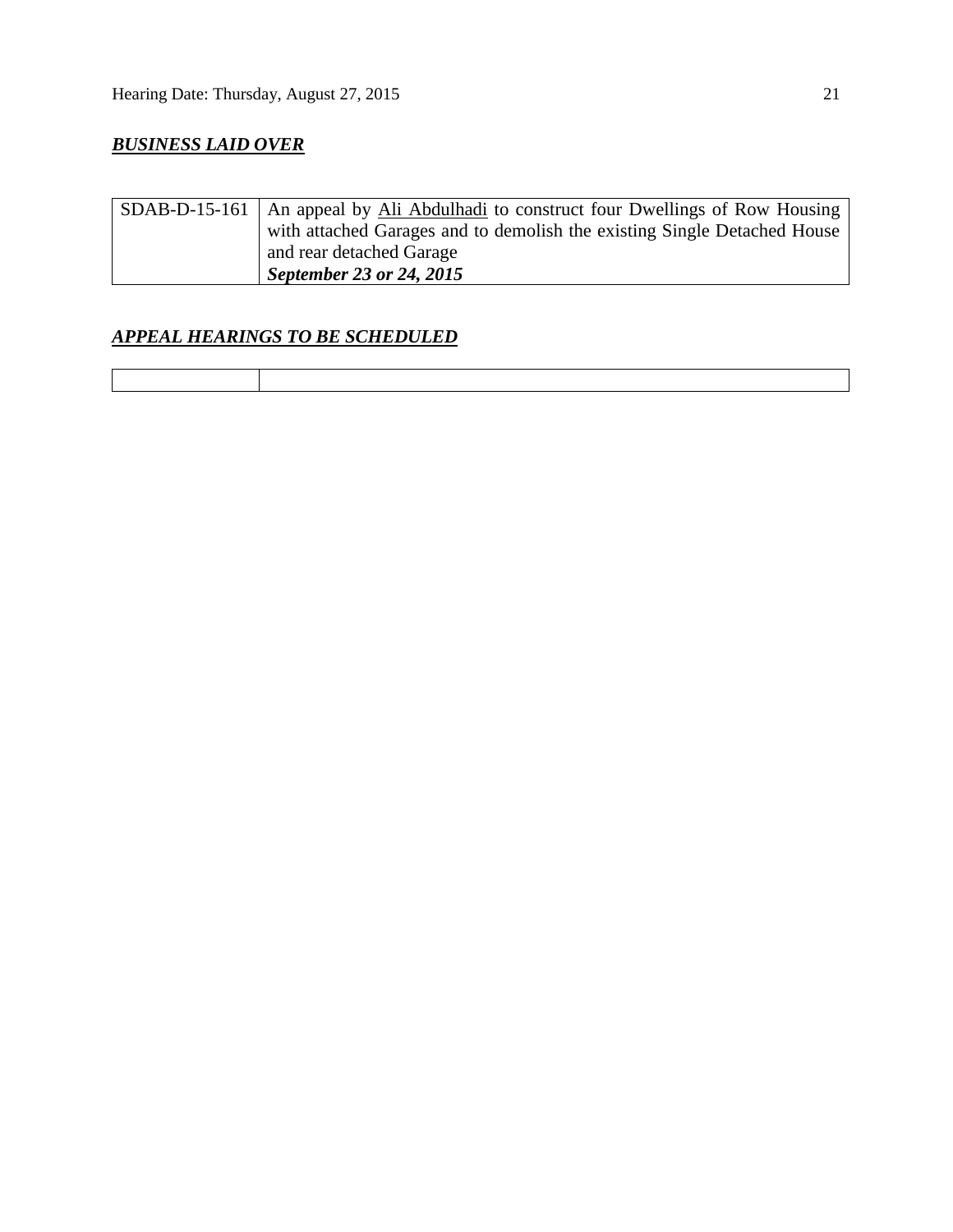***BUSINESS LAID OVER***

| | |
|---|---|
| SDAB-D-15-161 | An appeal by Ali Abdulhadi to construct four Dwellings of Row Housing with attached Garages and to demolish the existing Single Detached House and rear detached Garage<br>***September 23 or 24, 2015*** |

***APPEAL HEARINGS TO BE SCHEDULED***

| | |
|---|---|
| | |